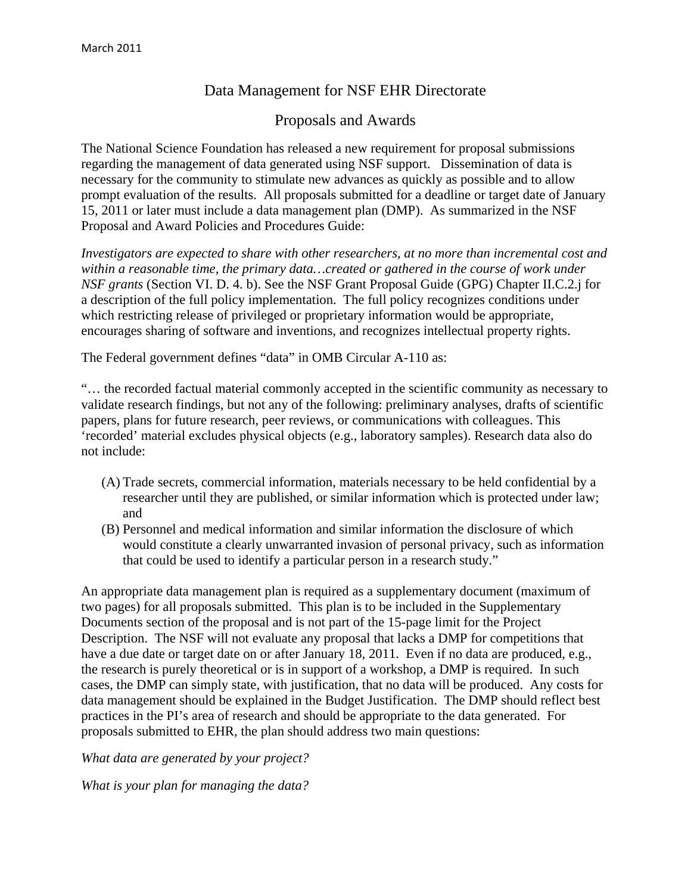March 2011

# Data Management for NSF EHR Directorate

# Proposals and Awards

The National Science Foundation has released a new requirement for proposal submissions regarding the management of data generated using NSF support. Dissemination of data is necessary for the community to stimulate new advances as quickly as possible and to allow prompt evaluation of the results. All proposals submitted for a deadline or target date of January 15, 2011 or later must include a data management plan (DMP). As summarized in the NSF Proposal and Award Policies and Procedures Guide:

*Investigators are expected to share with other researchers, at no more than incremental cost and within a reasonable time, the primary data…created or gathered in the course of work under NSF grants* (Section VI. D. 4. b). See the NSF Grant Proposal Guide (GPG) Chapter II.C.2.j for a description of the full policy implementation. The full policy recognizes conditions under which restricting release of privileged or proprietary information would be appropriate, encourages sharing of software and inventions, and recognizes intellectual property rights.

The Federal government defines "data" in OMB Circular A-110 as:

"… the recorded factual material commonly accepted in the scientific community as necessary to validate research findings, but not any of the following: preliminary analyses, drafts of scientific papers, plans for future research, peer reviews, or communications with colleagues. This 'recorded' material excludes physical objects (e.g., laboratory samples). Research data also do not include:

(A) Trade secrets, commercial information, materials necessary to be held confidential by a researcher until they are published, or similar information which is protected under law; and

(B) Personnel and medical information and similar information the disclosure of which would constitute a clearly unwarranted invasion of personal privacy, such as information that could be used to identify a particular person in a research study."

An appropriate data management plan is required as a supplementary document (maximum of two pages) for all proposals submitted. This plan is to be included in the Supplementary Documents section of the proposal and is not part of the 15-page limit for the Project Description. The NSF will not evaluate any proposal that lacks a DMP for competitions that have a due date or target date on or after January 18, 2011. Even if no data are produced, e.g., the research is purely theoretical or is in support of a workshop, a DMP is required. In such cases, the DMP can simply state, with justification, that no data will be produced. Any costs for data management should be explained in the Budget Justification. The DMP should reflect best practices in the PI's area of research and should be appropriate to the data generated. For proposals submitted to EHR, the plan should address two main questions:

*What data are generated by your project?*

*What is your plan for managing the data?*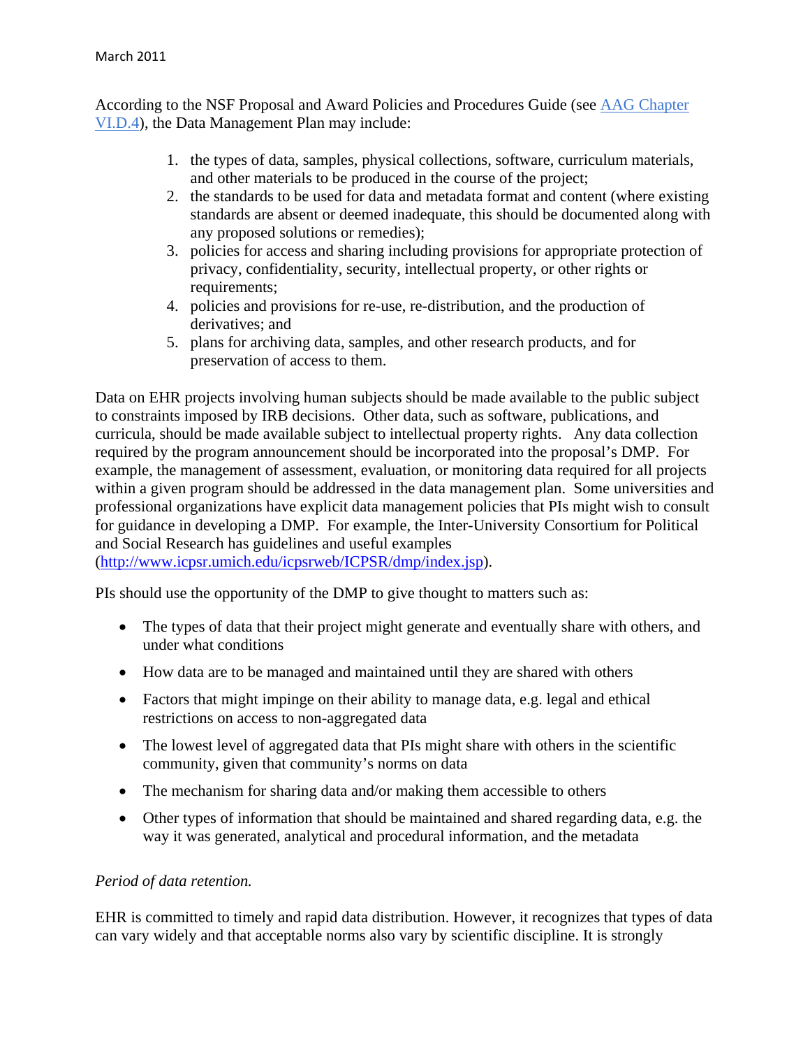According to the NSF Proposal and Award Policies and Procedures Guide (see [AAG Chapter VI.D.4](#)), the Data Management Plan may include:

1. the types of data, samples, physical collections, software, curriculum materials, and other materials to be produced in the course of the project;
2. the standards to be used for data and metadata format and content (where existing standards are absent or deemed inadequate, this should be documented along with any proposed solutions or remedies);
3. policies for access and sharing including provisions for appropriate protection of privacy, confidentiality, security, intellectual property, or other rights or requirements;
4. policies and provisions for re-use, re-distribution, and the production of derivatives; and
5. plans for archiving data, samples, and other research products, and for preservation of access to them.

Data on EHR projects involving human subjects should be made available to the public subject to constraints imposed by IRB decisions. Other data, such as software, publications, and curricula, should be made available subject to intellectual property rights. Any data collection required by the program announcement should be incorporated into the proposal's DMP. For example, the management of assessment, evaluation, or monitoring data required for all projects within a given program should be addressed in the data management plan. Some universities and professional organizations have explicit data management policies that PIs might wish to consult for guidance in developing a DMP. For example, the Inter-University Consortium for Political and Social Research has guidelines and useful examples (http://www.icpsr.umich.edu/icpsrweb/ICPSR/dmp/index.jsp).

PIs should use the opportunity of the DMP to give thought to matters such as:

- The types of data that their project might generate and eventually share with others, and under what conditions
- How data are to be managed and maintained until they are shared with others
- Factors that might impinge on their ability to manage data, e.g. legal and ethical restrictions on access to non-aggregated data
- The lowest level of aggregated data that PIs might share with others in the scientific community, given that community's norms on data
- The mechanism for sharing data and/or making them accessible to others
- Other types of information that should be maintained and shared regarding data, e.g. the way it was generated, analytical and procedural information, and the metadata

*Period of data retention.*

EHR is committed to timely and rapid data distribution. However, it recognizes that types of data can vary widely and that acceptable norms also vary by scientific discipline. It is strongly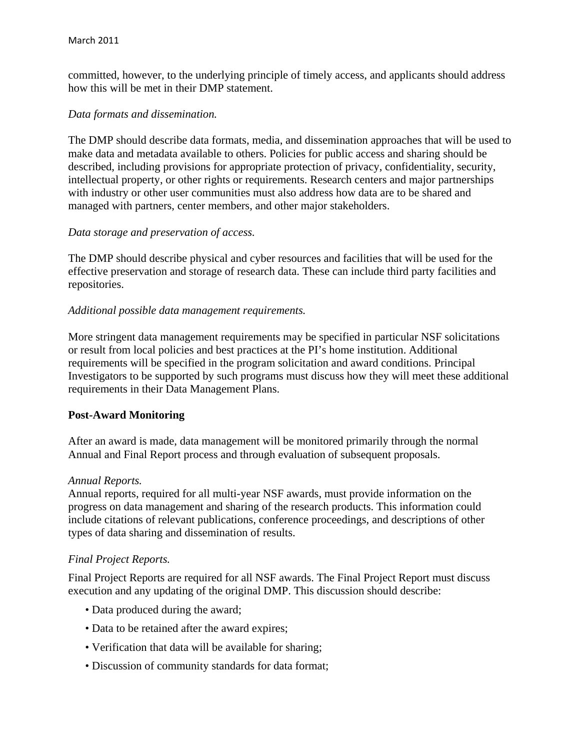committed, however, to the underlying principle of timely access, and applicants should address how this will be met in their DMP statement.

*Data formats and dissemination.*

The DMP should describe data formats, media, and dissemination approaches that will be used to make data and metadata available to others. Policies for public access and sharing should be described, including provisions for appropriate protection of privacy, confidentiality, security, intellectual property, or other rights or requirements. Research centers and major partnerships with industry or other user communities must also address how data are to be shared and managed with partners, center members, and other major stakeholders.

*Data storage and preservation of access.*

The DMP should describe physical and cyber resources and facilities that will be used for the effective preservation and storage of research data. These can include third party facilities and repositories.

*Additional possible data management requirements.*

More stringent data management requirements may be specified in particular NSF solicitations or result from local policies and best practices at the PI's home institution. Additional requirements will be specified in the program solicitation and award conditions. Principal Investigators to be supported by such programs must discuss how they will meet these additional requirements in their Data Management Plans.

**Post-Award Monitoring**

After an award is made, data management will be monitored primarily through the normal Annual and Final Report process and through evaluation of subsequent proposals.

*Annual Reports.*

Annual reports, required for all multi-year NSF awards, must provide information on the progress on data management and sharing of the research products. This information could include citations of relevant publications, conference proceedings, and descriptions of other types of data sharing and dissemination of results.

*Final Project Reports.*

Final Project Reports are required for all NSF awards. The Final Project Report must discuss execution and any updating of the original DMP. This discussion should describe:

- Data produced during the award;
- Data to be retained after the award expires;
- Verification that data will be available for sharing;
- Discussion of community standards for data format;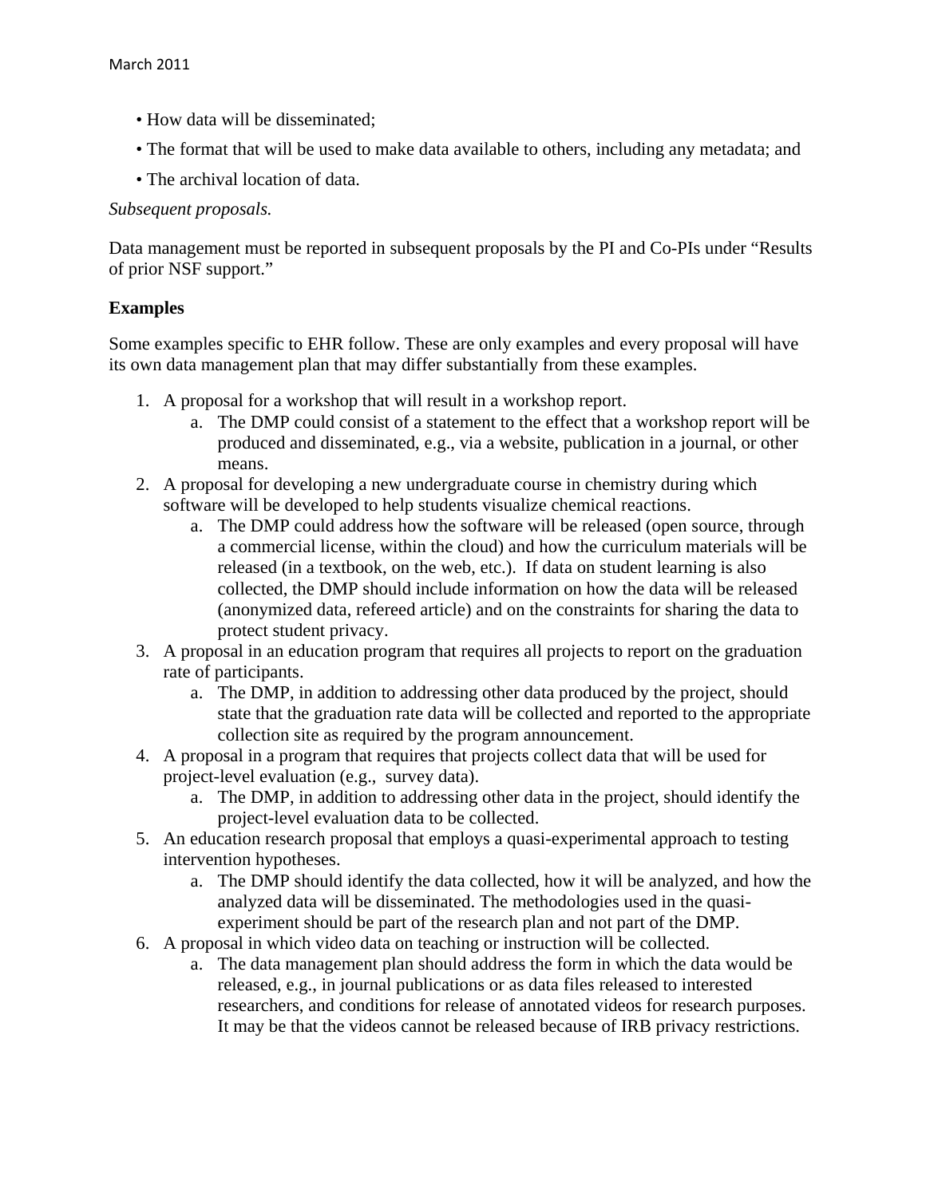- How data will be disseminated;
- The format that will be used to make data available to others, including any metadata; and
- The archival location of data.

*Subsequent proposals.*

Data management must be reported in subsequent proposals by the PI and Co-PIs under "Results of prior NSF support."

**Examples**

Some examples specific to EHR follow. These are only examples and every proposal will have its own data management plan that may differ substantially from these examples.

1. A proposal for a workshop that will result in a workshop report.
    a. The DMP could consist of a statement to the effect that a workshop report will be produced and disseminated, e.g., via a website, publication in a journal, or other means.
2. A proposal for developing a new undergraduate course in chemistry during which software will be developed to help students visualize chemical reactions.
    a. The DMP could address how the software will be released (open source, through a commercial license, within the cloud) and how the curriculum materials will be released (in a textbook, on the web, etc.). If data on student learning is also collected, the DMP should include information on how the data will be released (anonymized data, refereed article) and on the constraints for sharing the data to protect student privacy.
3. A proposal in an education program that requires all projects to report on the graduation rate of participants.
    a. The DMP, in addition to addressing other data produced by the project, should state that the graduation rate data will be collected and reported to the appropriate collection site as required by the program announcement.
4. A proposal in a program that requires that projects collect data that will be used for project-level evaluation (e.g., survey data).
    a. The DMP, in addition to addressing other data in the project, should identify the project-level evaluation data to be collected.
5. An education research proposal that employs a quasi-experimental approach to testing intervention hypotheses.
    a. The DMP should identify the data collected, how it will be analyzed, and how the analyzed data will be disseminated. The methodologies used in the quasi-experiment should be part of the research plan and not part of the DMP.
6. A proposal in which video data on teaching or instruction will be collected.
    a. The data management plan should address the form in which the data would be released, e.g., in journal publications or as data files released to interested researchers, and conditions for release of annotated videos for research purposes. It may be that the videos cannot be released because of IRB privacy restrictions.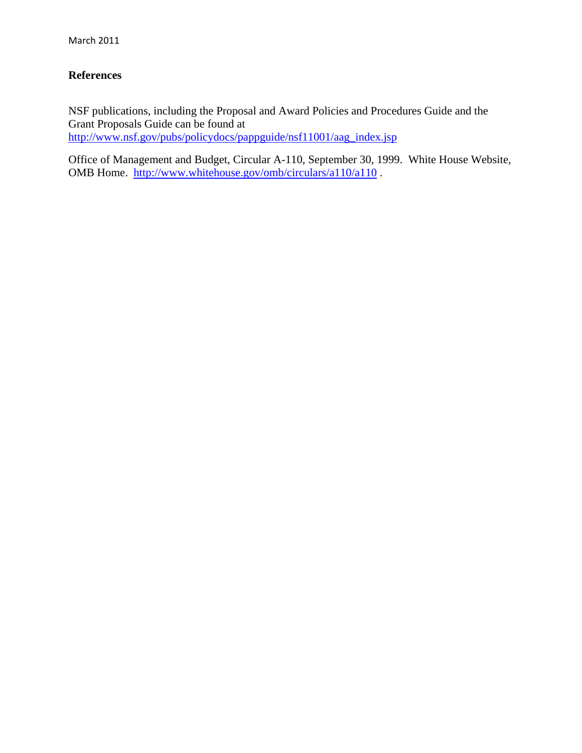## References

NSF publications, including the Proposal and Award Policies and Procedures Guide and the Grant Proposals Guide can be found at http://www.nsf.gov/pubs/policydocs/pappguide/nsf11001/aag_index.jsp

Office of Management and Budget, Circular A-110, September 30, 1999. White House Website, OMB Home. http://www.whitehouse.gov/omb/circulars/a110/a110 .